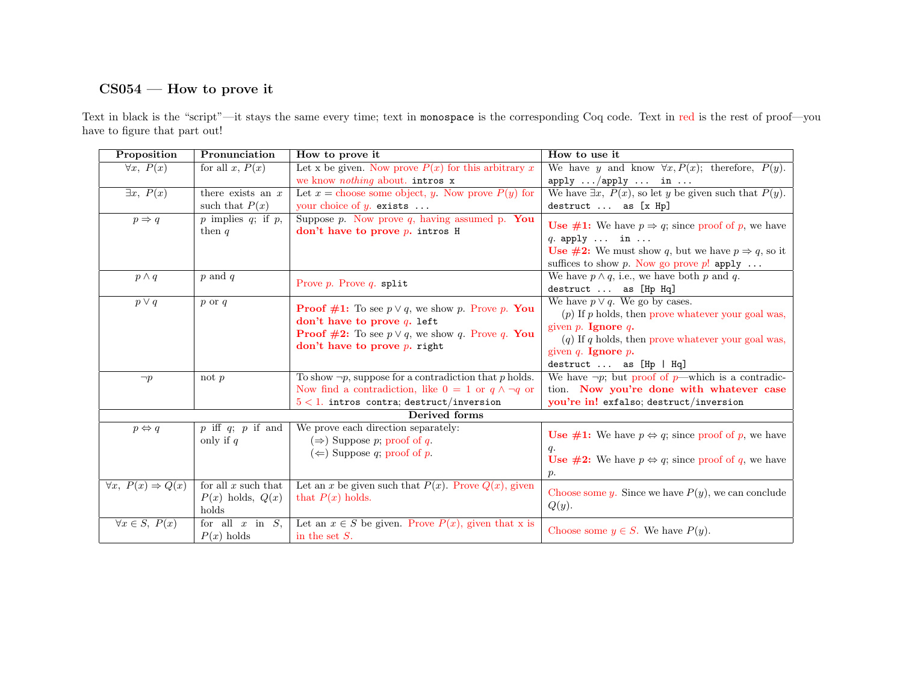### CS054 — How to prove it

Text in black is the "script"—it stays the same every time; text in `monospace` is the corresponding Coq code. Text in red is the rest of proof—you have to figure that part out!

| Proposition | Pronunciation | How to prove it | How to use it |
|---|---|---|---|
| $\forall x,\ P(x)$ | for all $x$, $P(x)$ | Let x be given. Now prove $P(x)$ for this arbitrary $x$ we know *nothing* about. `intros x` | We have $y$ and know $\forall x, P(x)$; therefore, $P(y)$. `apply .../apply ... in ...` |
| $\exists x,\ P(x)$ | there exists an $x$ such that $P(x)$ | Let $x$ = choose some object, $y$. Now prove $P(y)$ for your choice of $y$. `exists ...` | We have $\exists x,\ P(x)$, so let $y$ be given such that $P(y)$. `destruct ... as [x Hp]` |
| $p \Rightarrow q$ | $p$ implies $q$; if $p$, then $q$ | Suppose $p$. Now prove $q$, having assumed p. **You don't have to prove $p$.** `intros H` | **Use #1:** We have $p \Rightarrow q$; since proof of $p$, we have $q$. `apply ... in ...` **Use #2:** We must show $q$, but we have $p \Rightarrow q$, so it suffices to show $p$. Now go prove $p$! `apply ...` |
| $p \wedge q$ | $p$ and $q$ | Prove $p$. Prove $q$. `split` | We have $p \wedge q$, i.e., we have both $p$ and $q$. `destruct ... as [Hp Hq]` |
| $p \vee q$ | $p$ or $q$ | **Proof #1:** To see $p \vee q$, we show $p$. Prove $p$. **You don't have to prove $q$.** `left` **Proof #2:** To see $p \vee q$, we show $q$. Prove $q$. **You don't have to prove $p$.** `right` | We have $p \vee q$. We go by cases. ($p$) If $p$ holds, then prove whatever your goal was, given $p$. **Ignore $q$.** ($q$) If $q$ holds, then prove whatever your goal was, given $q$. **Ignore $p$.** `destruct ... as [Hp \| Hq]` |
| $\neg p$ | not $p$ | To show $\neg p$, suppose for a contradiction that $p$ holds. Now find a contradiction, like $0 = 1$ or $q \wedge \neg q$ or $5 < 1$. `intros contra`; `destruct/inversion` | We have $\neg p$; but proof of $p$—which is a contradiction. **Now you're done with whatever case you're in!** `exfalso`; `destruct/inversion` |
| **Derived forms** | | | |
| $p \Leftrightarrow q$ | $p$ iff $q$; $p$ if and only if $q$ | We prove each direction separately: ($\Rightarrow$) Suppose $p$; proof of $q$. ($\Leftarrow$) Suppose $q$; proof of $p$. | **Use #1:** We have $p \Leftrightarrow q$; since proof of $p$, we have $q$. **Use #2:** We have $p \Leftrightarrow q$; since proof of $q$, we have $p$. |
| $\forall x,\ P(x) \Rightarrow Q(x)$ | for all $x$ such that $P(x)$ holds, $Q(x)$ holds | Let an $x$ be given such that $P(x)$. Prove $Q(x)$, given that $P(x)$ holds. | Choose some $y$. Since we have $P(y)$, we can conclude $Q(y)$. |
| $\forall x \in S,\ P(x)$ | for all $x$ in $S$, $P(x)$ holds | Let an $x \in S$ be given. Prove $P(x)$, given that x is in the set $S$. | Choose some $y \in S$. We have $P(y)$. |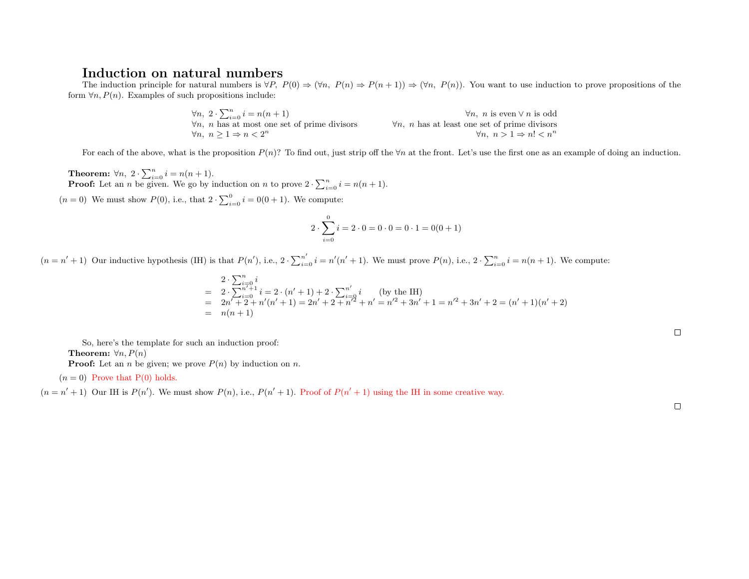## Induction on natural numbers

The induction principle for natural numbers is $\forall P,\ P(0) \Rightarrow (\forall n,\ P(n) \Rightarrow P(n+1)) \Rightarrow (\forall n,\ P(n))$. You want to use induction to prove propositions of the form $\forall n, P(n)$. Examples of such propositions include:

| | |
|---|---|
| $\forall n,\ 2 \cdot \sum_{i=0}^{n} i = n(n+1)$ | $\forall n,\ n$ is even $\vee$ $n$ is odd |
| $\forall n,\ n$ has at most one set of prime divisors | $\forall n,\ n$ has at least one set of prime divisors |
| $\forall n,\ n \geq 1 \Rightarrow n < 2^n$ | $\forall n,\ n > 1 \Rightarrow n! < n^n$ |

For each of the above, what is the proposition $P(n)$? To find out, just strip off the $\forall n$ at the front. Let's use the first one as an example of doing an induction.

**Theorem:** $\forall n,\ 2 \cdot \sum_{i=0}^{n} i = n(n+1)$.
**Proof:** Let an $n$ be given. We go by induction on $n$ to prove $2 \cdot \sum_{i=0}^{n} i = n(n+1)$.

$(n = 0)$ We must show $P(0)$, i.e., that $2 \cdot \sum_{i=0}^{0} i = 0(0+1)$. We compute:

$$2 \cdot \sum_{i=0}^{0} i = 2 \cdot 0 = 0 \cdot 0 = 0 \cdot 1 = 0(0+1)$$

$(n = n' + 1)$ Our inductive hypothesis (IH) is that $P(n')$, i.e., $2 \cdot \sum_{i=0}^{n'} i = n'(n'+1)$. We must prove $P(n)$, i.e., $2 \cdot \sum_{i=0}^{n} i = n(n+1)$. We compute:

$$\begin{aligned}
& 2 \cdot \textstyle\sum_{i=0}^{n} i \\
= \ & 2 \cdot \textstyle\sum_{i=0}^{n'+1} i = 2 \cdot (n'+1) + 2 \cdot \sum_{i=0}^{n'} i \qquad \text{(by the IH)} \\
= \ & 2n' + 2 + n'(n'+1) = 2n' + 2 + n'^2 + n' = n'^2 + 3n' + 1 = n'^2 + 3n' + 2 = (n'+1)(n'+2) \\
= \ & n(n+1)
\end{aligned}$$

□

So, here's the template for such an induction proof:
**Theorem:** $\forall n, P(n)$
**Proof:** Let an $n$ be given; we prove $P(n)$ by induction on $n$.

$(n = 0)$ Prove that P(0) holds.

$(n = n' + 1)$ Our IH is $P(n')$. We must show $P(n)$, i.e., $P(n'+1)$. Proof of $P(n'+1)$ using the IH in some creative way.

□